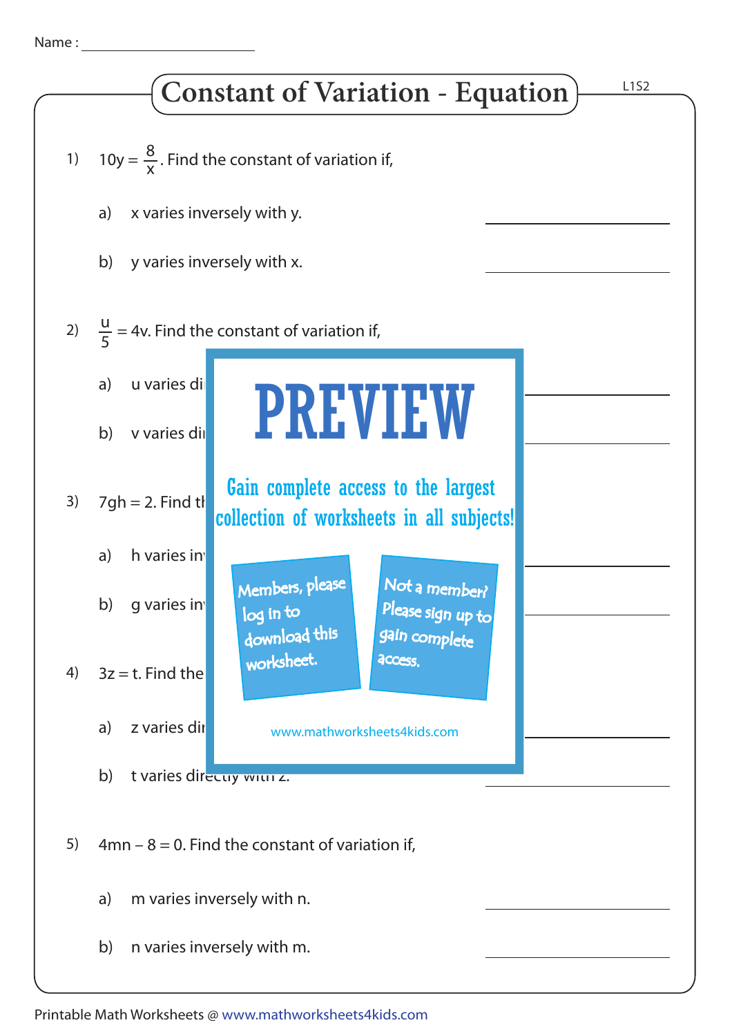Name : ____________________

# Constant of Variation - Equation

L1S2

1) $10y = \frac{8}{x}$. Find the constant of variation if,

a) x varies inversely with y. ____________

b) y varies inversely with x. ____________

2) $\frac{u}{5} = 4v$. Find the constant of variation if,

a) u varies di ____________

b) v varies di ____________

3) $7gh = 2$. Find th

a) h varies in ____________

b) g varies in ____________

4) $3z = t$. Find the

a) z varies di ____________

b) t varies directly with z. ____________

# PREVIEW

Gain complete access to the largest collection of worksheets in all subjects!

Members, please log in to download this worksheet.

Not a member? Please sign up to gain complete access.

www.mathworksheets4kids.com

5) $4mn - 8 = 0$. Find the constant of variation if,

a) m varies inversely with n. ____________

b) n varies inversely with m. ____________

Printable Math Worksheets @ www.mathworksheets4kids.com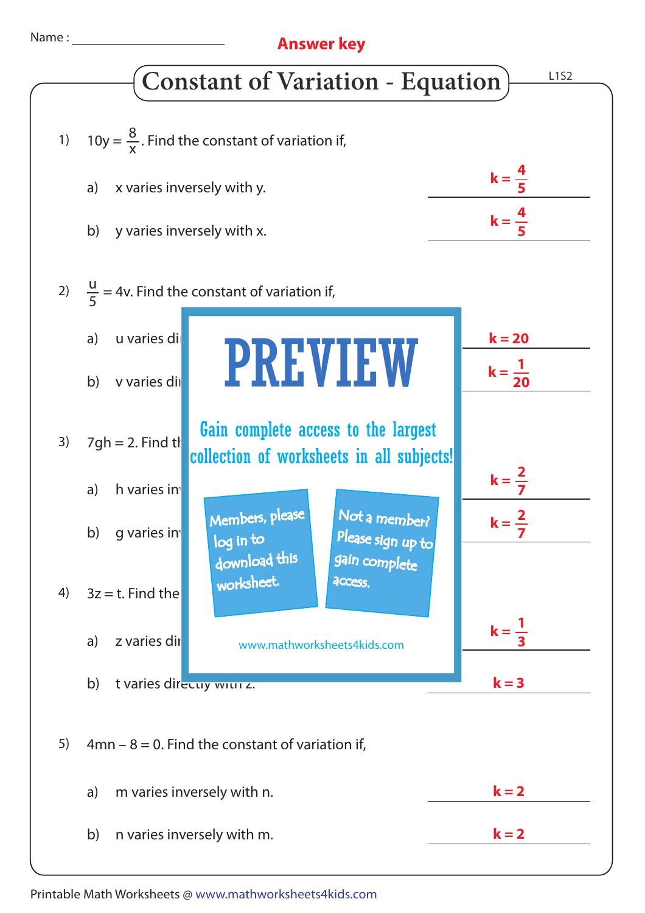Name : ____________________

**Answer key**

# Constant of Variation - Equation

L1S2

1) $10y = \frac{8}{x}$. Find the constant of variation if,

a) x varies inversely with y. **$k = \frac{4}{5}$**

b) y varies inversely with x. **$k = \frac{4}{5}$**

2) $\frac{u}{5} = 4v$. Find the constant of variation if,

a) u varies di **$k = 20$**

b) v varies di **$k = \frac{1}{20}$**

3) $7gh = 2$. Find th

a) h varies in **$k = \frac{2}{7}$**

b) g varies in **$k = \frac{2}{7}$**

4) $3z = t$. Find the

a) z varies dir **$k = \frac{1}{3}$**

b) t varies directly with z. **$k = 3$**

PREVIEW

Gain complete access to the largest collection of worksheets in all subjects!

Members, please log in to download this worksheet.

Not a member? Please sign up to gain complete access.

www.mathworksheets4kids.com

5) $4mn - 8 = 0$. Find the constant of variation if,

a) m varies inversely with n. **$k = 2$**

b) n varies inversely with m. **$k = 2$**

Printable Math Worksheets @ www.mathworksheets4kids.com